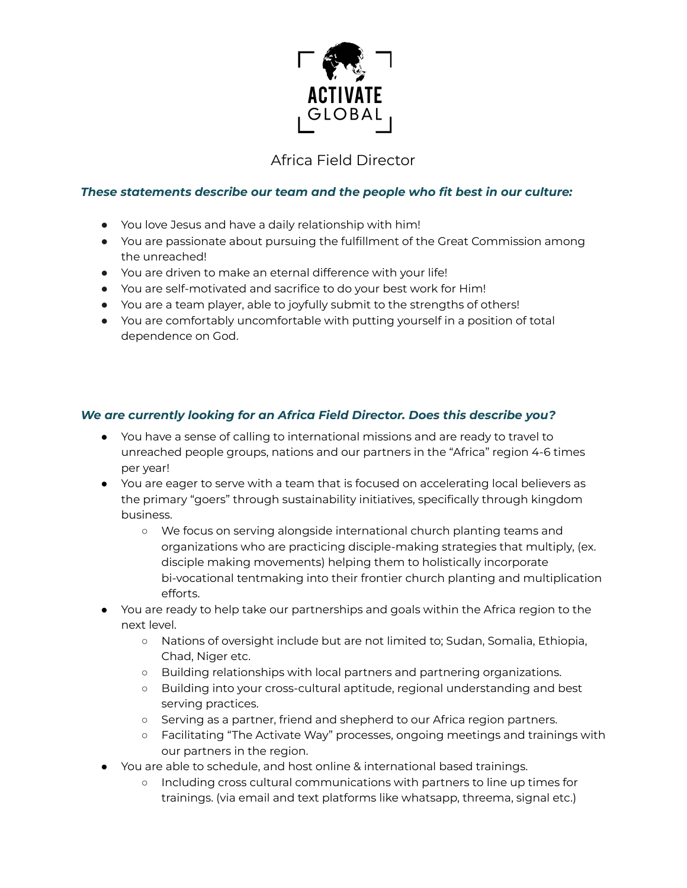ACTIVATE GLOBAL

# Africa Field Director

***These statements describe our team and the people who fit best in our culture:***

- You love Jesus and have a daily relationship with him!
- You are passionate about pursuing the fulfillment of the Great Commission among the unreached!
- You are driven to make an eternal difference with your life!
- You are self-motivated and sacrifice to do your best work for Him!
- You are a team player, able to joyfully submit to the strengths of others!
- You are comfortably uncomfortable with putting yourself in a position of total dependence on God.

***We are currently looking for an Africa Field Director. Does this describe you?***

- You have a sense of calling to international missions and are ready to travel to unreached people groups, nations and our partners in the "Africa" region 4-6 times per year!
- You are eager to serve with a team that is focused on accelerating local believers as the primary "goers" through sustainability initiatives, specifically through kingdom business.
  - We focus on serving alongside international church planting teams and organizations who are practicing disciple-making strategies that multiply, (ex. disciple making movements) helping them to holistically incorporate bi-vocational tentmaking into their frontier church planting and multiplication efforts.
- You are ready to help take our partnerships and goals within the Africa region to the next level.
  - Nations of oversight include but are not limited to; Sudan, Somalia, Ethiopia, Chad, Niger etc.
  - Building relationships with local partners and partnering organizations.
  - Building into your cross-cultural aptitude, regional understanding and best serving practices.
  - Serving as a partner, friend and shepherd to our Africa region partners.
  - Facilitating "The Activate Way" processes, ongoing meetings and trainings with our partners in the region.
- You are able to schedule, and host online & international based trainings.
  - Including cross cultural communications with partners to line up times for trainings. (via email and text platforms like whatsapp, threema, signal etc.)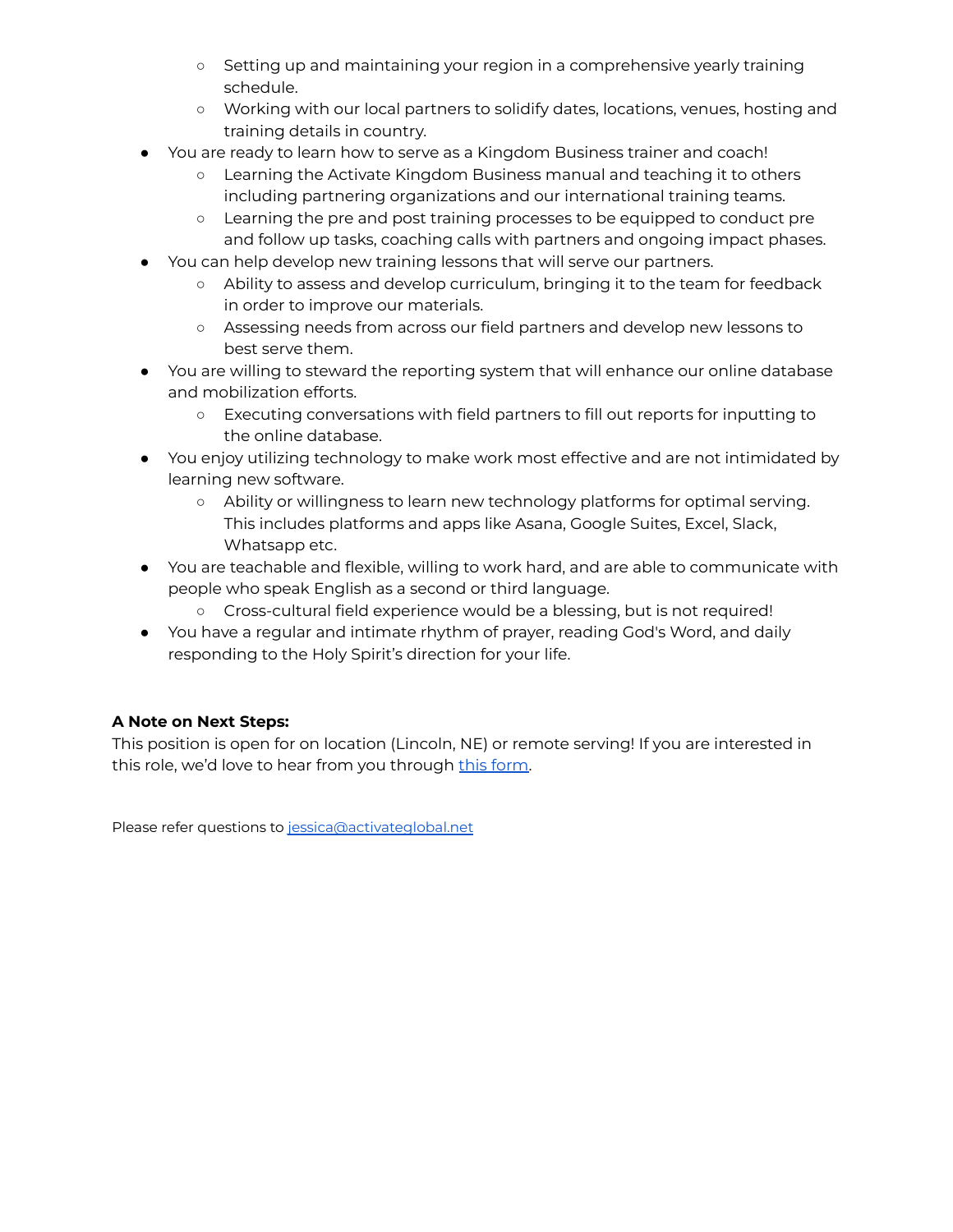- Setting up and maintaining your region in a comprehensive yearly training schedule.
    - Working with our local partners to solidify dates, locations, venues, hosting and training details in country.
- You are ready to learn how to serve as a Kingdom Business trainer and coach!
    - Learning the Activate Kingdom Business manual and teaching it to others including partnering organizations and our international training teams.
    - Learning the pre and post training processes to be equipped to conduct pre and follow up tasks, coaching calls with partners and ongoing impact phases.
- You can help develop new training lessons that will serve our partners.
    - Ability to assess and develop curriculum, bringing it to the team for feedback in order to improve our materials.
    - Assessing needs from across our field partners and develop new lessons to best serve them.
- You are willing to steward the reporting system that will enhance our online database and mobilization efforts.
    - Executing conversations with field partners to fill out reports for inputting to the online database.
- You enjoy utilizing technology to make work most effective and are not intimidated by learning new software.
    - Ability or willingness to learn new technology platforms for optimal serving. This includes platforms and apps like Asana, Google Suites, Excel, Slack, Whatsapp etc.
- You are teachable and flexible, willing to work hard, and are able to communicate with people who speak English as a second or third language.
    - Cross-cultural field experience would be a blessing, but is not required!
- You have a regular and intimate rhythm of prayer, reading God's Word, and daily responding to the Holy Spirit's direction for your life.

**A Note on Next Steps:**
This position is open for on location (Lincoln, NE) or remote serving! If you are interested in this role, we'd love to hear from you through this form.

Please refer questions to jessica@activateglobal.net